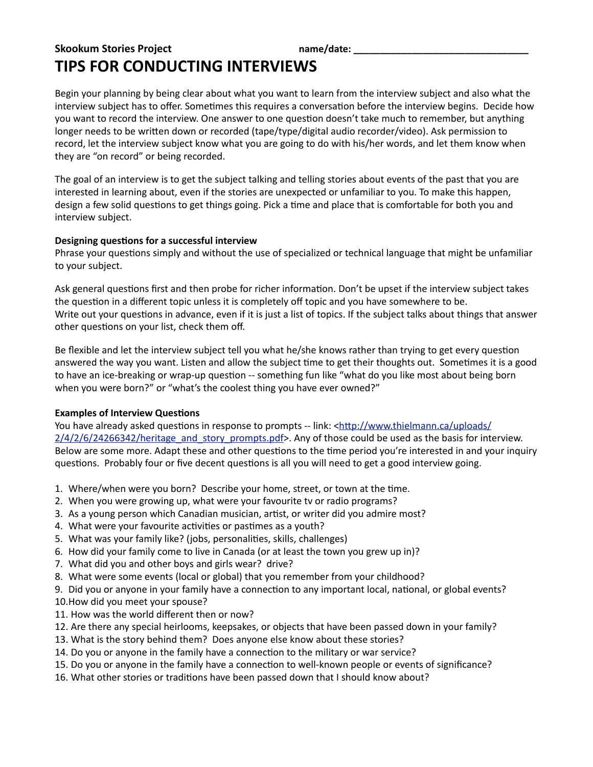**Skookum Stories Project** **name/date: ________________________________**

# TIPS FOR CONDUCTING INTERVIEWS

Begin your planning by being clear about what you want to learn from the interview subject and also what the interview subject has to offer. Sometimes this requires a conversation before the interview begins. Decide how you want to record the interview. One answer to one question doesn't take much to remember, but anything longer needs to be written down or recorded (tape/type/digital audio recorder/video). Ask permission to record, let the interview subject know what you are going to do with his/her words, and let them know when they are "on record" or being recorded.

The goal of an interview is to get the subject talking and telling stories about events of the past that you are interested in learning about, even if the stories are unexpected or unfamiliar to you. To make this happen, design a few solid questions to get things going. Pick a time and place that is comfortable for both you and interview subject.

**Designing questions for a successful interview**

Phrase your questions simply and without the use of specialized or technical language that might be unfamiliar to your subject.

Ask general questions first and then probe for richer information. Don't be upset if the interview subject takes the question in a different topic unless it is completely off topic and you have somewhere to be.
Write out your questions in advance, even if it is just a list of topics. If the subject talks about things that answer other questions on your list, check them off.

Be flexible and let the interview subject tell you what he/she knows rather than trying to get every question answered the way you want. Listen and allow the subject time to get their thoughts out. Sometimes it is a good to have an ice-breaking or wrap-up question -- something fun like "what do you like most about being born when you were born?" or "what's the coolest thing you have ever owned?"

**Examples of Interview Questions**

You have already asked questions in response to prompts -- link: <http://www.thielmann.ca/uploads/2/4/2/6/24266342/heritage_and_story_prompts.pdf>. Any of those could be used as the basis for interview. Below are some more. Adapt these and other questions to the time period you're interested in and your inquiry questions. Probably four or five decent questions is all you will need to get a good interview going.

1. Where/when were you born? Describe your home, street, or town at the time.
2. When you were growing up, what were your favourite tv or radio programs?
3. As a young person which Canadian musician, artist, or writer did you admire most?
4. What were your favourite activities or pastimes as a youth?
5. What was your family like? (jobs, personalities, skills, challenges)
6. How did your family come to live in Canada (or at least the town you grew up in)?
7. What did you and other boys and girls wear? drive?
8. What were some events (local or global) that you remember from your childhood?
9. Did you or anyone in your family have a connection to any important local, national, or global events?
10. How did you meet your spouse?
11. How was the world different then or now?
12. Are there any special heirlooms, keepsakes, or objects that have been passed down in your family?
13. What is the story behind them? Does anyone else know about these stories?
14. Do you or anyone in the family have a connection to the military or war service?
15. Do you or anyone in the family have a connection to well-known people or events of significance?
16. What other stories or traditions have been passed down that I should know about?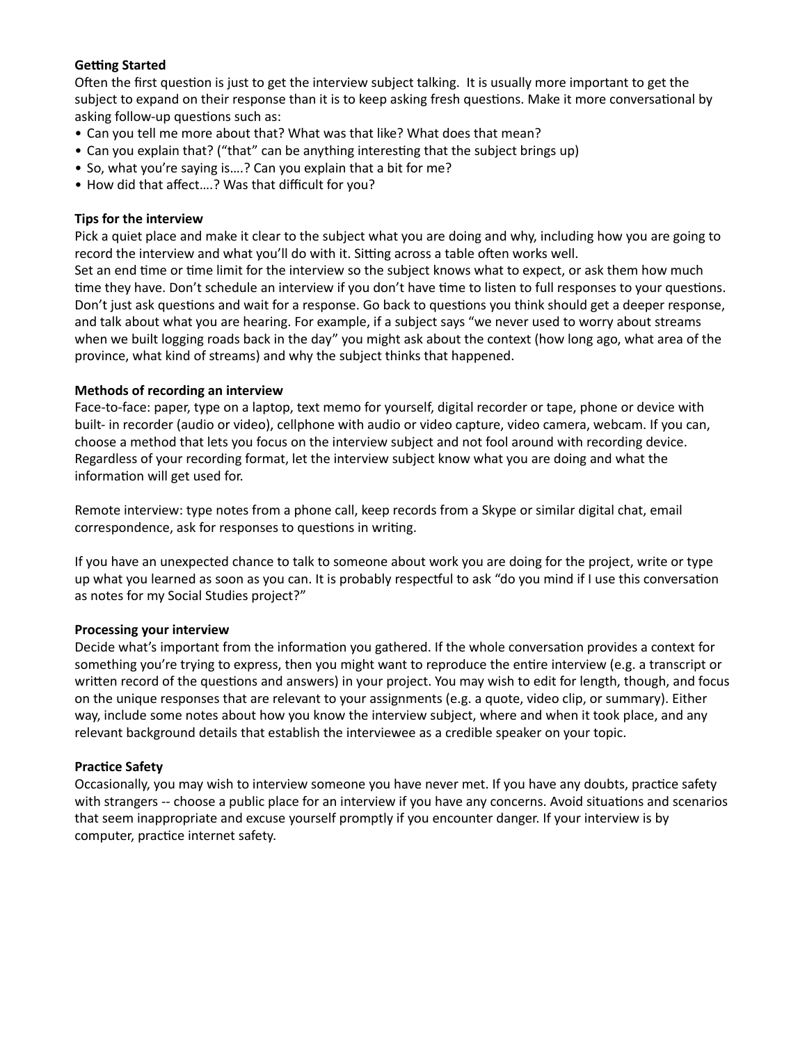**Getting Started**

Often the first question is just to get the interview subject talking. It is usually more important to get the subject to expand on their response than it is to keep asking fresh questions. Make it more conversational by asking follow-up questions such as:

- Can you tell me more about that? What was that like? What does that mean?
- Can you explain that? ("that" can be anything interesting that the subject brings up)
- So, what you're saying is....? Can you explain that a bit for me?
- How did that affect....? Was that difficult for you?

**Tips for the interview**

Pick a quiet place and make it clear to the subject what you are doing and why, including how you are going to record the interview and what you'll do with it. Sitting across a table often works well.
Set an end time or time limit for the interview so the subject knows what to expect, or ask them how much time they have. Don't schedule an interview if you don't have time to listen to full responses to your questions.
Don't just ask questions and wait for a response. Go back to questions you think should get a deeper response, and talk about what you are hearing. For example, if a subject says "we never used to worry about streams when we built logging roads back in the day" you might ask about the context (how long ago, what area of the province, what kind of streams) and why the subject thinks that happened.

**Methods of recording an interview**

Face-to-face: paper, type on a laptop, text memo for yourself, digital recorder or tape, phone or device with built- in recorder (audio or video), cellphone with audio or video capture, video camera, webcam. If you can, choose a method that lets you focus on the interview subject and not fool around with recording device. Regardless of your recording format, let the interview subject know what you are doing and what the information will get used for.

Remote interview: type notes from a phone call, keep records from a Skype or similar digital chat, email correspondence, ask for responses to questions in writing.

If you have an unexpected chance to talk to someone about work you are doing for the project, write or type up what you learned as soon as you can. It is probably respectful to ask "do you mind if I use this conversation as notes for my Social Studies project?"

**Processing your interview**

Decide what's important from the information you gathered. If the whole conversation provides a context for something you're trying to express, then you might want to reproduce the entire interview (e.g. a transcript or written record of the questions and answers) in your project. You may wish to edit for length, though, and focus on the unique responses that are relevant to your assignments (e.g. a quote, video clip, or summary). Either way, include some notes about how you know the interview subject, where and when it took place, and any relevant background details that establish the interviewee as a credible speaker on your topic.

**Practice Safety**

Occasionally, you may wish to interview someone you have never met. If you have any doubts, practice safety with strangers -- choose a public place for an interview if you have any concerns. Avoid situations and scenarios that seem inappropriate and excuse yourself promptly if you encounter danger. If your interview is by computer, practice internet safety.